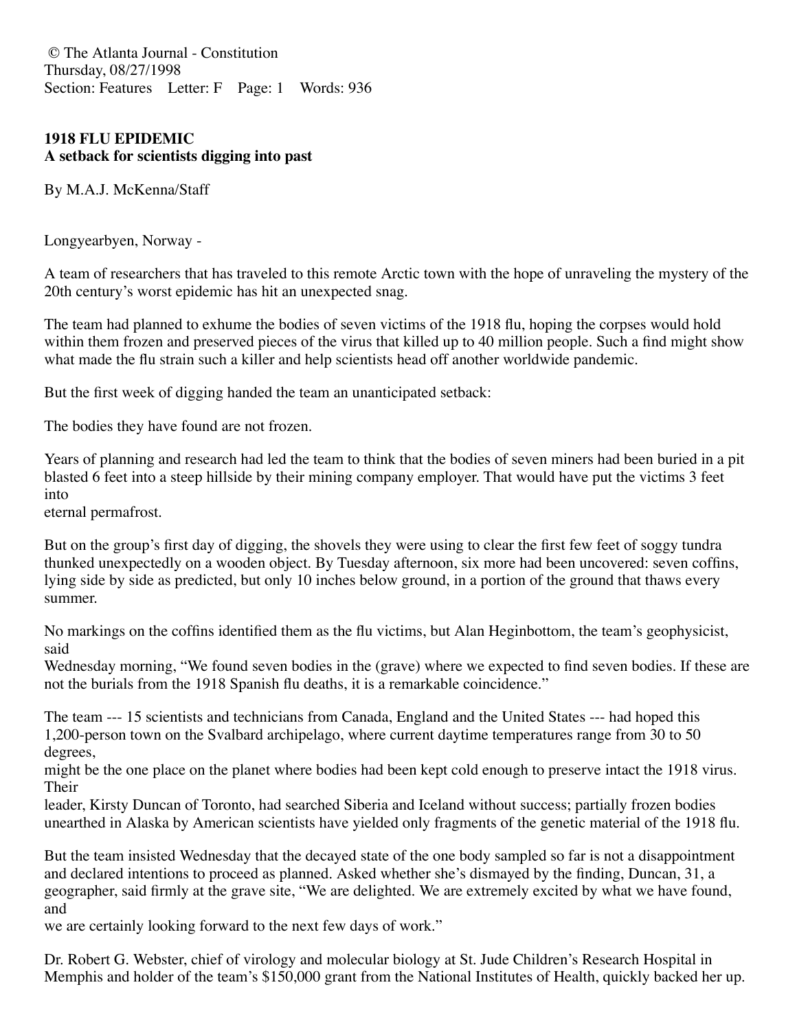© The Atlanta Journal - Constitution
Thursday, 08/27/1998
Section: Features Letter: F Page: 1 Words: 936

**1918 FLU EPIDEMIC**
**A setback for scientists digging into past**

By M.A.J. McKenna/Staff

Longyearbyen, Norway -

A team of researchers that has traveled to this remote Arctic town with the hope of unraveling the mystery of the 20th century's worst epidemic has hit an unexpected snag.

The team had planned to exhume the bodies of seven victims of the 1918 flu, hoping the corpses would hold within them frozen and preserved pieces of the virus that killed up to 40 million people. Such a find might show what made the flu strain such a killer and help scientists head off another worldwide pandemic.

But the first week of digging handed the team an unanticipated setback:

The bodies they have found are not frozen.

Years of planning and research had led the team to think that the bodies of seven miners had been buried in a pit blasted 6 feet into a steep hillside by their mining company employer. That would have put the victims 3 feet into eternal permafrost.

But on the group's first day of digging, the shovels they were using to clear the first few feet of soggy tundra thunked unexpectedly on a wooden object. By Tuesday afternoon, six more had been uncovered: seven coffins, lying side by side as predicted, but only 10 inches below ground, in a portion of the ground that thaws every summer.

No markings on the coffins identified them as the flu victims, but Alan Heginbottom, the team's geophysicist, said Wednesday morning, "We found seven bodies in the (grave) where we expected to find seven bodies. If these are not the burials from the 1918 Spanish flu deaths, it is a remarkable coincidence."

The team --- 15 scientists and technicians from Canada, England and the United States --- had hoped this 1,200-person town on the Svalbard archipelago, where current daytime temperatures range from 30 to 50 degrees, might be the one place on the planet where bodies had been kept cold enough to preserve intact the 1918 virus. Their leader, Kirsty Duncan of Toronto, had searched Siberia and Iceland without success; partially frozen bodies unearthed in Alaska by American scientists have yielded only fragments of the genetic material of the 1918 flu.

But the team insisted Wednesday that the decayed state of the one body sampled so far is not a disappointment and declared intentions to proceed as planned. Asked whether she's dismayed by the finding, Duncan, 31, a geographer, said firmly at the grave site, "We are delighted. We are extremely excited by what we have found, and we are certainly looking forward to the next few days of work."

Dr. Robert G. Webster, chief of virology and molecular biology at St. Jude Children's Research Hospital in Memphis and holder of the team's $150,000 grant from the National Institutes of Health, quickly backed her up.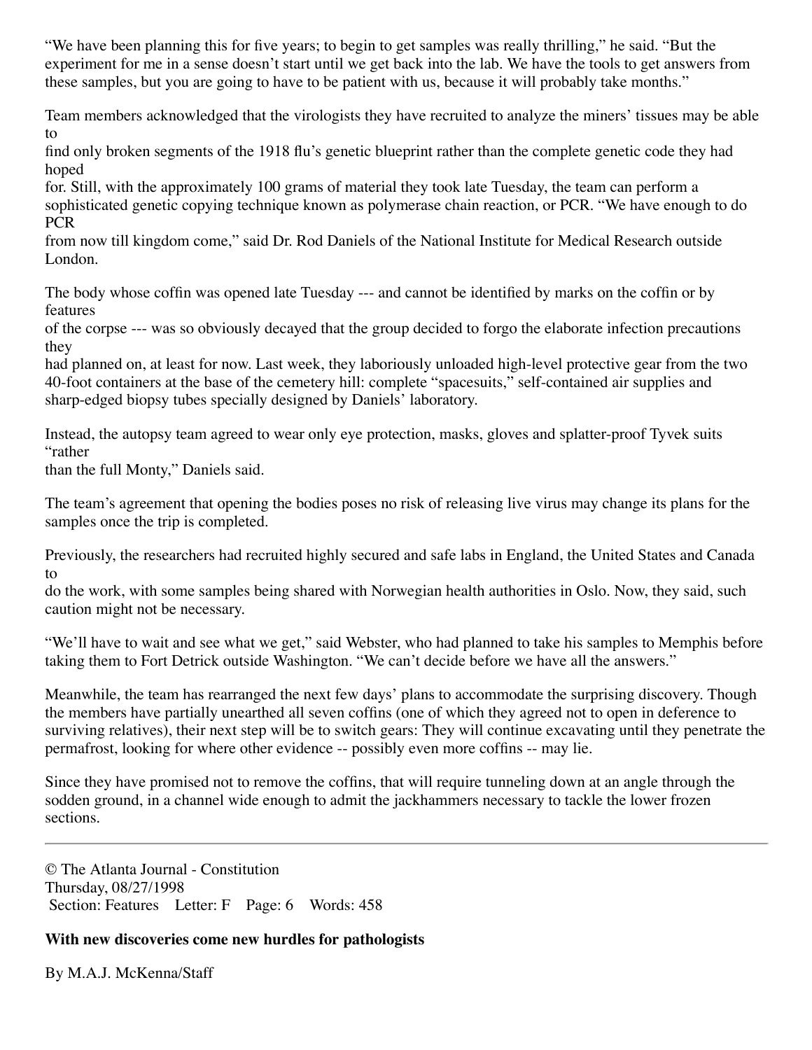"We have been planning this for five years; to begin to get samples was really thrilling," he said. "But the experiment for me in a sense doesn't start until we get back into the lab. We have the tools to get answers from these samples, but you are going to have to be patient with us, because it will probably take months."

Team members acknowledged that the virologists they have recruited to analyze the miners' tissues may be able to find only broken segments of the 1918 flu's genetic blueprint rather than the complete genetic code they had hoped for. Still, with the approximately 100 grams of material they took late Tuesday, the team can perform a sophisticated genetic copying technique known as polymerase chain reaction, or PCR. "We have enough to do PCR from now till kingdom come," said Dr. Rod Daniels of the National Institute for Medical Research outside London.

The body whose coffin was opened late Tuesday --- and cannot be identified by marks on the coffin or by features of the corpse --- was so obviously decayed that the group decided to forgo the elaborate infection precautions they had planned on, at least for now. Last week, they laboriously unloaded high-level protective gear from the two 40-foot containers at the base of the cemetery hill: complete "spacesuits," self-contained air supplies and sharp-edged biopsy tubes specially designed by Daniels' laboratory.

Instead, the autopsy team agreed to wear only eye protection, masks, gloves and splatter-proof Tyvek suits "rather than the full Monty," Daniels said.

The team's agreement that opening the bodies poses no risk of releasing live virus may change its plans for the samples once the trip is completed.

Previously, the researchers had recruited highly secured and safe labs in England, the United States and Canada to do the work, with some samples being shared with Norwegian health authorities in Oslo. Now, they said, such caution might not be necessary.

"We'll have to wait and see what we get," said Webster, who had planned to take his samples to Memphis before taking them to Fort Detrick outside Washington. "We can't decide before we have all the answers."

Meanwhile, the team has rearranged the next few days' plans to accommodate the surprising discovery. Though the members have partially unearthed all seven coffins (one of which they agreed not to open in deference to surviving relatives), their next step will be to switch gears: They will continue excavating until they penetrate the permafrost, looking for where other evidence -- possibly even more coffins -- may lie.

Since they have promised not to remove the coffins, that will require tunneling down at an angle through the sodden ground, in a channel wide enough to admit the jackhammers necessary to tackle the lower frozen sections.

---

© The Atlanta Journal - Constitution
Thursday, 08/27/1998
Section: Features Letter: F Page: 6 Words: 458

**With new discoveries come new hurdles for pathologists**

By M.A.J. McKenna/Staff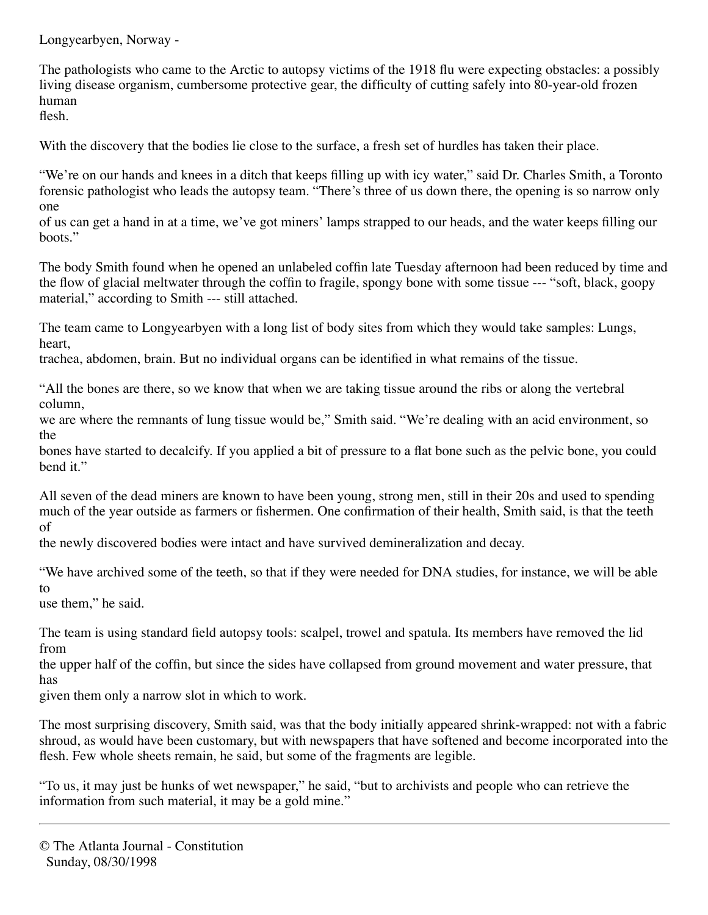Longyearbyen, Norway -

The pathologists who came to the Arctic to autopsy victims of the 1918 flu were expecting obstacles: a possibly living disease organism, cumbersome protective gear, the difficulty of cutting safely into 80-year-old frozen human flesh.

With the discovery that the bodies lie close to the surface, a fresh set of hurdles has taken their place.

"We're on our hands and knees in a ditch that keeps filling up with icy water," said Dr. Charles Smith, a Toronto forensic pathologist who leads the autopsy team. "There's three of us down there, the opening is so narrow only one of us can get a hand in at a time, we've got miners' lamps strapped to our heads, and the water keeps filling our boots."

The body Smith found when he opened an unlabeled coffin late Tuesday afternoon had been reduced by time and the flow of glacial meltwater through the coffin to fragile, spongy bone with some tissue --- "soft, black, goopy material," according to Smith --- still attached.

The team came to Longyearbyen with a long list of body sites from which they would take samples: Lungs, heart, trachea, abdomen, brain. But no individual organs can be identified in what remains of the tissue.

"All the bones are there, so we know that when we are taking tissue around the ribs or along the vertebral column, we are where the remnants of lung tissue would be," Smith said. "We're dealing with an acid environment, so the bones have started to decalcify. If you applied a bit of pressure to a flat bone such as the pelvic bone, you could bend it."

All seven of the dead miners are known to have been young, strong men, still in their 20s and used to spending much of the year outside as farmers or fishermen. One confirmation of their health, Smith said, is that the teeth of the newly discovered bodies were intact and have survived demineralization and decay.

"We have archived some of the teeth, so that if they were needed for DNA studies, for instance, we will be able to use them," he said.

The team is using standard field autopsy tools: scalpel, trowel and spatula. Its members have removed the lid from the upper half of the coffin, but since the sides have collapsed from ground movement and water pressure, that has given them only a narrow slot in which to work.

The most surprising discovery, Smith said, was that the body initially appeared shrink-wrapped: not with a fabric shroud, as would have been customary, but with newspapers that have softened and become incorporated into the flesh. Few whole sheets remain, he said, but some of the fragments are legible.

"To us, it may just be hunks of wet newspaper," he said, "but to archivists and people who can retrieve the information from such material, it may be a gold mine."

---

© The Atlanta Journal - Constitution
Sunday, 08/30/1998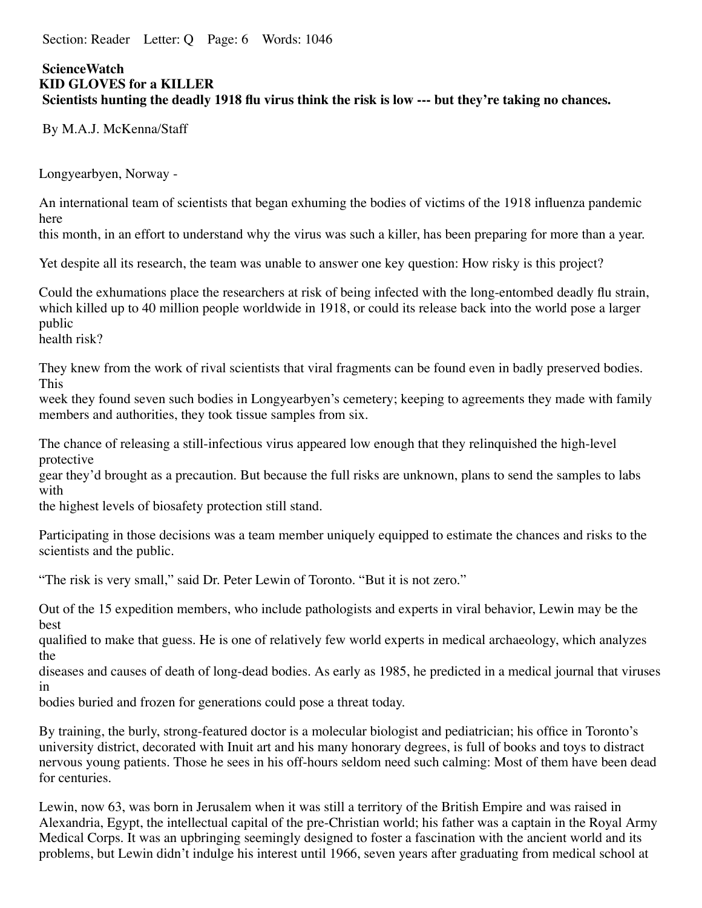Section: Reader Letter: Q Page: 6 Words: 1046

**ScienceWatch**
**KID GLOVES for a KILLER**
**Scientists hunting the deadly 1918 flu virus think the risk is low --- but they're taking no chances.**

By M.A.J. McKenna/Staff

Longyearbyen, Norway -

An international team of scientists that began exhuming the bodies of victims of the 1918 influenza pandemic here this month, in an effort to understand why the virus was such a killer, has been preparing for more than a year.

Yet despite all its research, the team was unable to answer one key question: How risky is this project?

Could the exhumations place the researchers at risk of being infected with the long-entombed deadly flu strain, which killed up to 40 million people worldwide in 1918, or could its release back into the world pose a larger public health risk?

They knew from the work of rival scientists that viral fragments can be found even in badly preserved bodies. This week they found seven such bodies in Longyearbyen's cemetery; keeping to agreements they made with family members and authorities, they took tissue samples from six.

The chance of releasing a still-infectious virus appeared low enough that they relinquished the high-level protective gear they'd brought as a precaution. But because the full risks are unknown, plans to send the samples to labs with the highest levels of biosafety protection still stand.

Participating in those decisions was a team member uniquely equipped to estimate the chances and risks to the scientists and the public.

"The risk is very small," said Dr. Peter Lewin of Toronto. "But it is not zero."

Out of the 15 expedition members, who include pathologists and experts in viral behavior, Lewin may be the best qualified to make that guess. He is one of relatively few world experts in medical archaeology, which analyzes the diseases and causes of death of long-dead bodies. As early as 1985, he predicted in a medical journal that viruses in bodies buried and frozen for generations could pose a threat today.

By training, the burly, strong-featured doctor is a molecular biologist and pediatrician; his office in Toronto's university district, decorated with Inuit art and his many honorary degrees, is full of books and toys to distract nervous young patients. Those he sees in his off-hours seldom need such calming: Most of them have been dead for centuries.

Lewin, now 63, was born in Jerusalem when it was still a territory of the British Empire and was raised in Alexandria, Egypt, the intellectual capital of the pre-Christian world; his father was a captain in the Royal Army Medical Corps. It was an upbringing seemingly designed to foster a fascination with the ancient world and its problems, but Lewin didn't indulge his interest until 1966, seven years after graduating from medical school at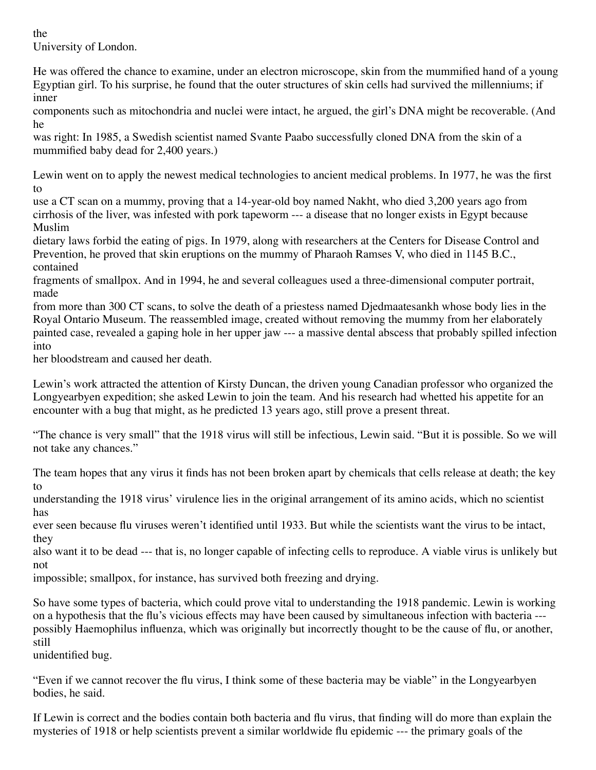the University of London.

He was offered the chance to examine, under an electron microscope, skin from the mummified hand of a young Egyptian girl. To his surprise, he found that the outer structures of skin cells had survived the millenniums; if inner components such as mitochondria and nuclei were intact, he argued, the girl's DNA might be recoverable. (And he was right: In 1985, a Swedish scientist named Svante Paabo successfully cloned DNA from the skin of a mummified baby dead for 2,400 years.)

Lewin went on to apply the newest medical technologies to ancient medical problems. In 1977, he was the first to use a CT scan on a mummy, proving that a 14-year-old boy named Nakht, who died 3,200 years ago from cirrhosis of the liver, was infested with pork tapeworm --- a disease that no longer exists in Egypt because Muslim dietary laws forbid the eating of pigs. In 1979, along with researchers at the Centers for Disease Control and Prevention, he proved that skin eruptions on the mummy of Pharaoh Ramses V, who died in 1145 B.C., contained fragments of smallpox. And in 1994, he and several colleagues used a three-dimensional computer portrait, made from more than 300 CT scans, to solve the death of a priestess named Djedmaatesankh whose body lies in the Royal Ontario Museum. The reassembled image, created without removing the mummy from her elaborately painted case, revealed a gaping hole in her upper jaw --- a massive dental abscess that probably spilled infection into her bloodstream and caused her death.

Lewin's work attracted the attention of Kirsty Duncan, the driven young Canadian professor who organized the Longyearbyen expedition; she asked Lewin to join the team. And his research had whetted his appetite for an encounter with a bug that might, as he predicted 13 years ago, still prove a present threat.

"The chance is very small" that the 1918 virus will still be infectious, Lewin said. "But it is possible. So we will not take any chances."

The team hopes that any virus it finds has not been broken apart by chemicals that cells release at death; the key to understanding the 1918 virus' virulence lies in the original arrangement of its amino acids, which no scientist has ever seen because flu viruses weren't identified until 1933. But while the scientists want the virus to be intact, they also want it to be dead --- that is, no longer capable of infecting cells to reproduce. A viable virus is unlikely but not impossible; smallpox, for instance, has survived both freezing and drying.

So have some types of bacteria, which could prove vital to understanding the 1918 pandemic. Lewin is working on a hypothesis that the flu's vicious effects may have been caused by simultaneous infection with bacteria --- possibly Haemophilus influenza, which was originally but incorrectly thought to be the cause of flu, or another, still unidentified bug.

"Even if we cannot recover the flu virus, I think some of these bacteria may be viable" in the Longyearbyen bodies, he said.

If Lewin is correct and the bodies contain both bacteria and flu virus, that finding will do more than explain the mysteries of 1918 or help scientists prevent a similar worldwide flu epidemic --- the primary goals of the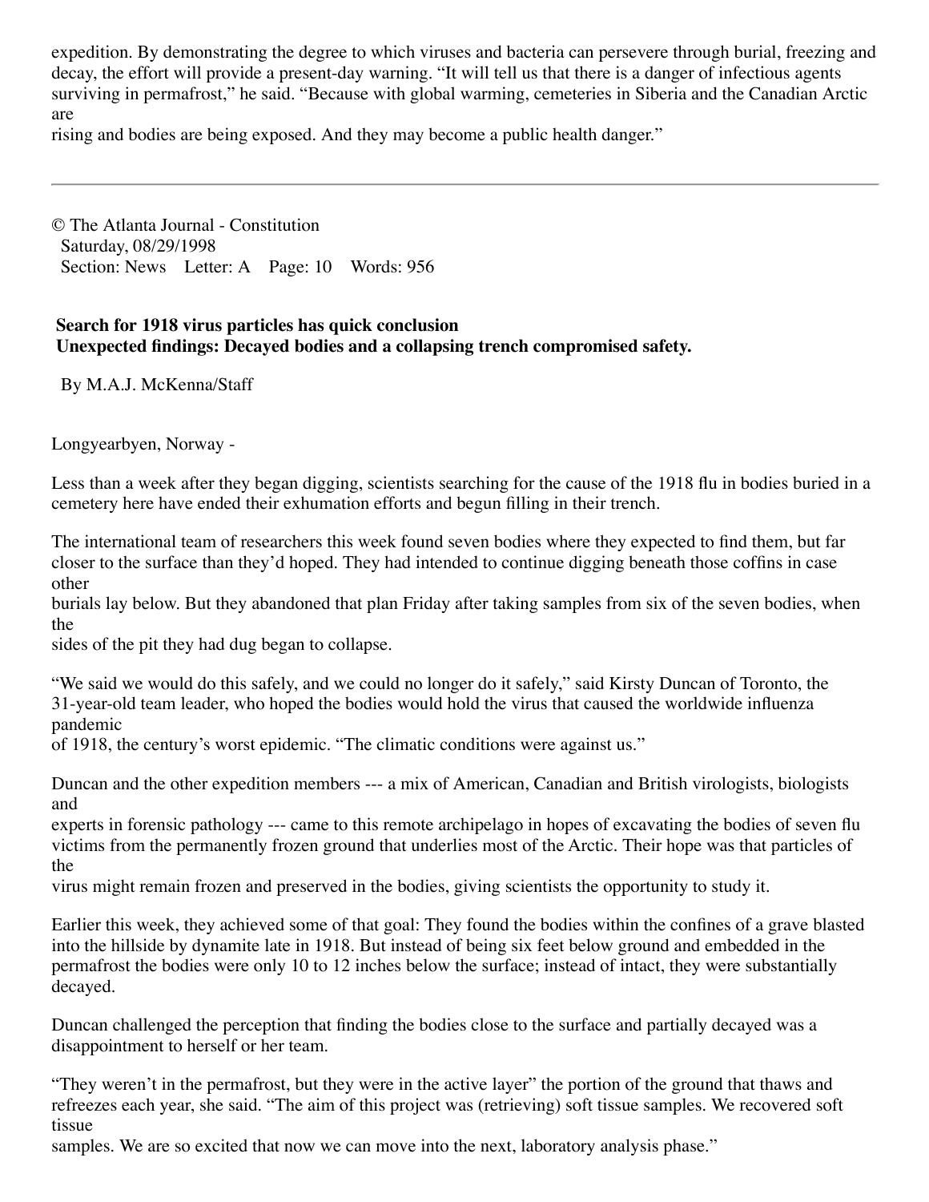expedition. By demonstrating the degree to which viruses and bacteria can persevere through burial, freezing and decay, the effort will provide a present-day warning. "It will tell us that there is a danger of infectious agents surviving in permafrost," he said. "Because with global warming, cemeteries in Siberia and the Canadian Arctic are rising and bodies are being exposed. And they may become a public health danger."

---

© The Atlanta Journal - Constitution
Saturday, 08/29/1998
Section: News Letter: A Page: 10 Words: 956

**Search for 1918 virus particles has quick conclusion**
**Unexpected findings: Decayed bodies and a collapsing trench compromised safety.**

By M.A.J. McKenna/Staff

Longyearbyen, Norway -

Less than a week after they began digging, scientists searching for the cause of the 1918 flu in bodies buried in a cemetery here have ended their exhumation efforts and begun filling in their trench.

The international team of researchers this week found seven bodies where they expected to find them, but far closer to the surface than they'd hoped. They had intended to continue digging beneath those coffins in case other burials lay below. But they abandoned that plan Friday after taking samples from six of the seven bodies, when the sides of the pit they had dug began to collapse.

"We said we would do this safely, and we could no longer do it safely," said Kirsty Duncan of Toronto, the 31-year-old team leader, who hoped the bodies would hold the virus that caused the worldwide influenza pandemic of 1918, the century's worst epidemic. "The climatic conditions were against us."

Duncan and the other expedition members --- a mix of American, Canadian and British virologists, biologists and experts in forensic pathology --- came to this remote archipelago in hopes of excavating the bodies of seven flu victims from the permanently frozen ground that underlies most of the Arctic. Their hope was that particles of the virus might remain frozen and preserved in the bodies, giving scientists the opportunity to study it.

Earlier this week, they achieved some of that goal: They found the bodies within the confines of a grave blasted into the hillside by dynamite late in 1918. But instead of being six feet below ground and embedded in the permafrost the bodies were only 10 to 12 inches below the surface; instead of intact, they were substantially decayed.

Duncan challenged the perception that finding the bodies close to the surface and partially decayed was a disappointment to herself or her team.

"They weren't in the permafrost, but they were in the active layer" the portion of the ground that thaws and refreezes each year, she said. "The aim of this project was (retrieving) soft tissue samples. We recovered soft tissue samples. We are so excited that now we can move into the next, laboratory analysis phase."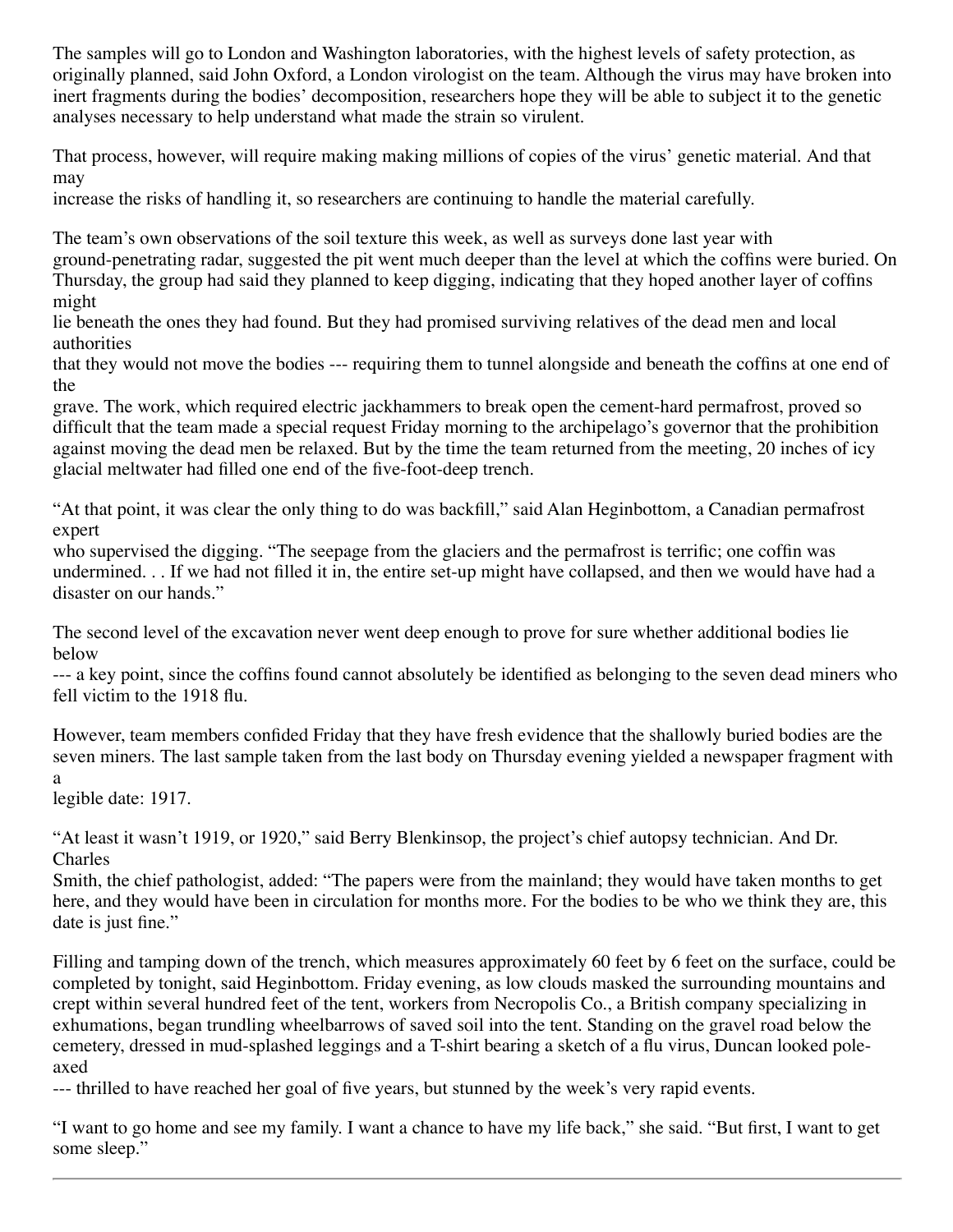The samples will go to London and Washington laboratories, with the highest levels of safety protection, as originally planned, said John Oxford, a London virologist on the team. Although the virus may have broken into inert fragments during the bodies' decomposition, researchers hope they will be able to subject it to the genetic analyses necessary to help understand what made the strain so virulent.

That process, however, will require making making millions of copies of the virus' genetic material. And that may increase the risks of handling it, so researchers are continuing to handle the material carefully.

The team's own observations of the soil texture this week, as well as surveys done last year with ground-penetrating radar, suggested the pit went much deeper than the level at which the coffins were buried. On Thursday, the group had said they planned to keep digging, indicating that they hoped another layer of coffins might lie beneath the ones they had found. But they had promised surviving relatives of the dead men and local authorities that they would not move the bodies --- requiring them to tunnel alongside and beneath the coffins at one end of the grave. The work, which required electric jackhammers to break open the cement-hard permafrost, proved so difficult that the team made a special request Friday morning to the archipelago's governor that the prohibition against moving the dead men be relaxed. But by the time the team returned from the meeting, 20 inches of icy glacial meltwater had filled one end of the five-foot-deep trench.

"At that point, it was clear the only thing to do was backfill," said Alan Heginbottom, a Canadian permafrost expert who supervised the digging. "The seepage from the glaciers and the permafrost is terrific; one coffin was undermined. . . If we had not filled it in, the entire set-up might have collapsed, and then we would have had a disaster on our hands."

The second level of the excavation never went deep enough to prove for sure whether additional bodies lie below --- a key point, since the coffins found cannot absolutely be identified as belonging to the seven dead miners who fell victim to the 1918 flu.

However, team members confided Friday that they have fresh evidence that the shallowly buried bodies are the seven miners. The last sample taken from the last body on Thursday evening yielded a newspaper fragment with a legible date: 1917.

"At least it wasn't 1919, or 1920," said Berry Blenkinsop, the project's chief autopsy technician. And Dr. Charles Smith, the chief pathologist, added: "The papers were from the mainland; they would have taken months to get here, and they would have been in circulation for months more. For the bodies to be who we think they are, this date is just fine."

Filling and tamping down of the trench, which measures approximately 60 feet by 6 feet on the surface, could be completed by tonight, said Heginbottom. Friday evening, as low clouds masked the surrounding mountains and crept within several hundred feet of the tent, workers from Necropolis Co., a British company specializing in exhumations, began trundling wheelbarrows of saved soil into the tent. Standing on the gravel road below the cemetery, dressed in mud-splashed leggings and a T-shirt bearing a sketch of a flu virus, Duncan looked pole-axed --- thrilled to have reached her goal of five years, but stunned by the week's very rapid events.

"I want to go home and see my family. I want a chance to have my life back," she said. "But first, I want to get some sleep."

---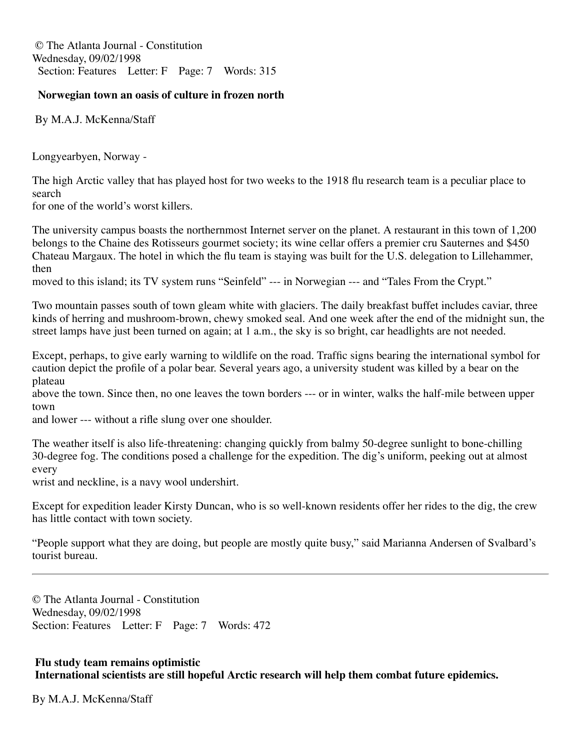© The Atlanta Journal - Constitution
Wednesday, 09/02/1998
Section: Features Letter: F Page: 7 Words: 315

**Norwegian town an oasis of culture in frozen north**

By M.A.J. McKenna/Staff

Longyearbyen, Norway -

The high Arctic valley that has played host for two weeks to the 1918 flu research team is a peculiar place to search for one of the world's worst killers.

The university campus boasts the northernmost Internet server on the planet. A restaurant in this town of 1,200 belongs to the Chaine des Rotisseurs gourmet society; its wine cellar offers a premier cru Sauternes and $450 Chateau Margaux. The hotel in which the flu team is staying was built for the U.S. delegation to Lillehammer, then moved to this island; its TV system runs "Seinfeld" --- in Norwegian --- and "Tales From the Crypt."

Two mountain passes south of town gleam white with glaciers. The daily breakfast buffet includes caviar, three kinds of herring and mushroom-brown, chewy smoked seal. And one week after the end of the midnight sun, the street lamps have just been turned on again; at 1 a.m., the sky is so bright, car headlights are not needed.

Except, perhaps, to give early warning to wildlife on the road. Traffic signs bearing the international symbol for caution depict the profile of a polar bear. Several years ago, a university student was killed by a bear on the plateau above the town. Since then, no one leaves the town borders --- or in winter, walks the half-mile between upper town and lower --- without a rifle slung over one shoulder.

The weather itself is also life-threatening: changing quickly from balmy 50-degree sunlight to bone-chilling 30-degree fog. The conditions posed a challenge for the expedition. The dig's uniform, peeking out at almost every wrist and neckline, is a navy wool undershirt.

Except for expedition leader Kirsty Duncan, who is so well-known residents offer her rides to the dig, the crew has little contact with town society.

"People support what they are doing, but people are mostly quite busy," said Marianna Andersen of Svalbard's tourist bureau.

---

© The Atlanta Journal - Constitution
Wednesday, 09/02/1998
Section: Features Letter: F Page: 7 Words: 472

**Flu study team remains optimistic**
**International scientists are still hopeful Arctic research will help them combat future epidemics.**

By M.A.J. McKenna/Staff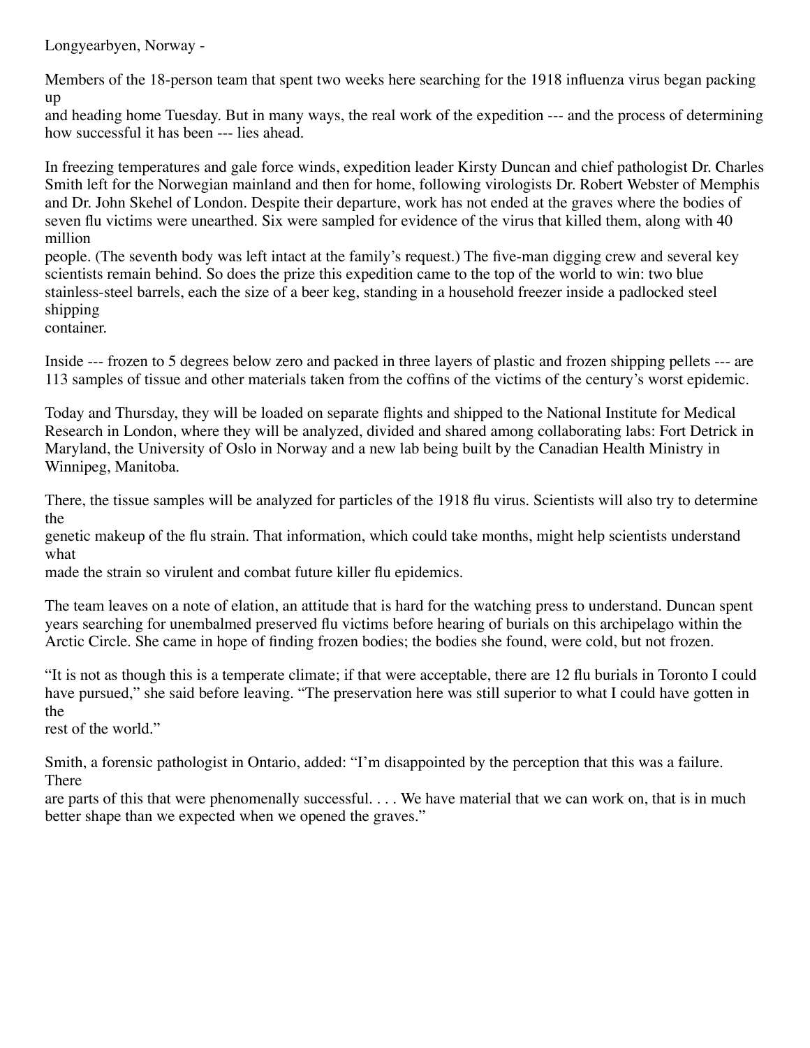Longyearbyen, Norway -

Members of the 18-person team that spent two weeks here searching for the 1918 influenza virus began packing up and heading home Tuesday. But in many ways, the real work of the expedition --- and the process of determining how successful it has been --- lies ahead.

In freezing temperatures and gale force winds, expedition leader Kirsty Duncan and chief pathologist Dr. Charles Smith left for the Norwegian mainland and then for home, following virologists Dr. Robert Webster of Memphis and Dr. John Skehel of London. Despite their departure, work has not ended at the graves where the bodies of seven flu victims were unearthed. Six were sampled for evidence of the virus that killed them, along with 40 million people. (The seventh body was left intact at the family's request.) The five-man digging crew and several key scientists remain behind. So does the prize this expedition came to the top of the world to win: two blue stainless-steel barrels, each the size of a beer keg, standing in a household freezer inside a padlocked steel shipping container.

Inside --- frozen to 5 degrees below zero and packed in three layers of plastic and frozen shipping pellets --- are 113 samples of tissue and other materials taken from the coffins of the victims of the century's worst epidemic.

Today and Thursday, they will be loaded on separate flights and shipped to the National Institute for Medical Research in London, where they will be analyzed, divided and shared among collaborating labs: Fort Detrick in Maryland, the University of Oslo in Norway and a new lab being built by the Canadian Health Ministry in Winnipeg, Manitoba.

There, the tissue samples will be analyzed for particles of the 1918 flu virus. Scientists will also try to determine the genetic makeup of the flu strain. That information, which could take months, might help scientists understand what made the strain so virulent and combat future killer flu epidemics.

The team leaves on a note of elation, an attitude that is hard for the watching press to understand. Duncan spent years searching for unembalmed preserved flu victims before hearing of burials on this archipelago within the Arctic Circle. She came in hope of finding frozen bodies; the bodies she found, were cold, but not frozen.

"It is not as though this is a temperate climate; if that were acceptable, there are 12 flu burials in Toronto I could have pursued," she said before leaving. "The preservation here was still superior to what I could have gotten in the rest of the world."

Smith, a forensic pathologist in Ontario, added: "I'm disappointed by the perception that this was a failure. There are parts of this that were phenomenally successful. . . . We have material that we can work on, that is in much better shape than we expected when we opened the graves."